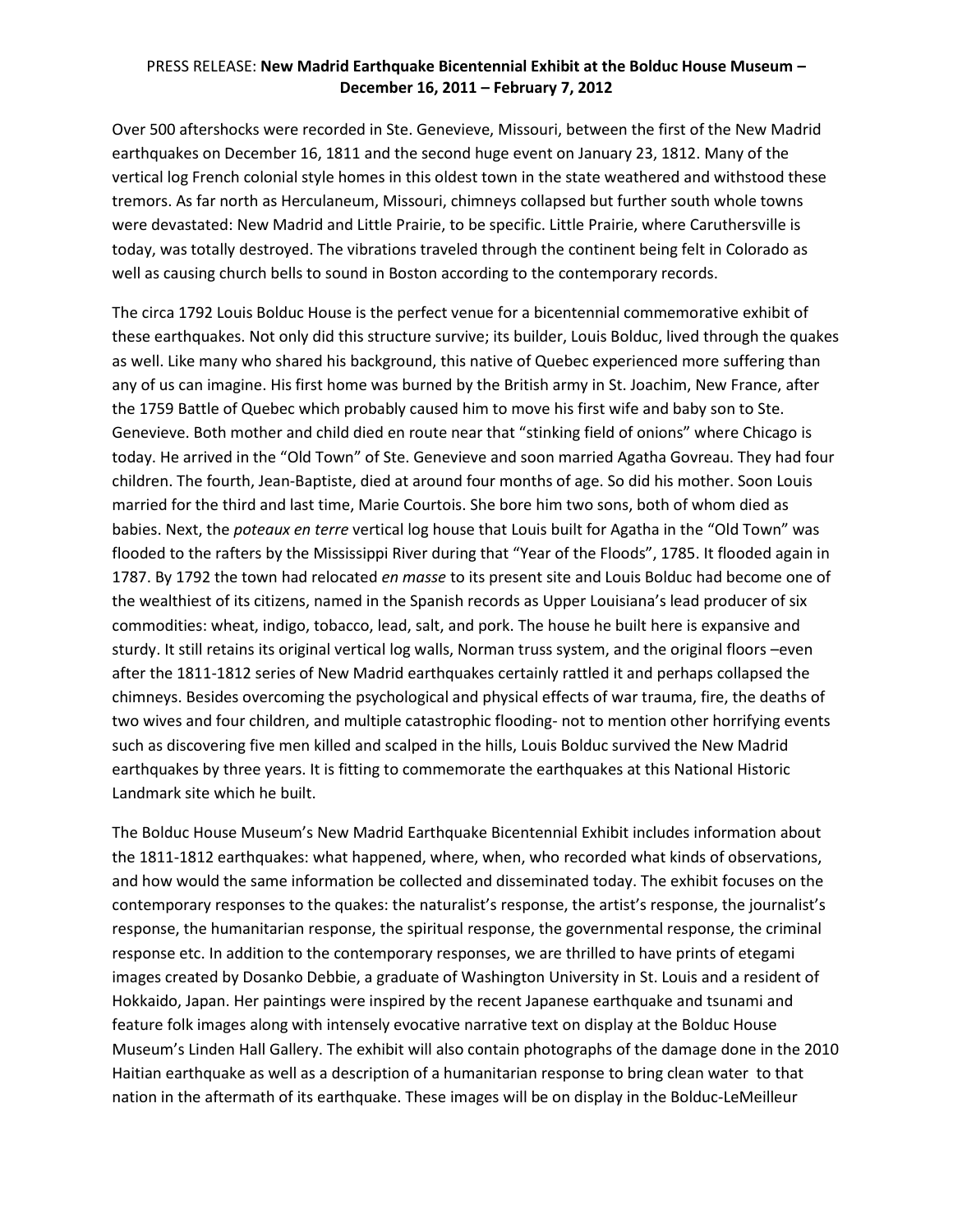PRESS RELEASE: **New Madrid Earthquake Bicentennial Exhibit at the Bolduc House Museum – December 16, 2011 – February 7, 2012**

Over 500 aftershocks were recorded in Ste. Genevieve, Missouri, between the first of the New Madrid earthquakes on December 16, 1811 and the second huge event on January 23, 1812. Many of the vertical log French colonial style homes in this oldest town in the state weathered and withstood these tremors. As far north as Herculaneum, Missouri, chimneys collapsed but further south whole towns were devastated: New Madrid and Little Prairie, to be specific. Little Prairie, where Caruthersville is today, was totally destroyed. The vibrations traveled through the continent being felt in Colorado as well as causing church bells to sound in Boston according to the contemporary records.

The circa 1792 Louis Bolduc House is the perfect venue for a bicentennial commemorative exhibit of these earthquakes. Not only did this structure survive; its builder, Louis Bolduc, lived through the quakes as well. Like many who shared his background, this native of Quebec experienced more suffering than any of us can imagine. His first home was burned by the British army in St. Joachim, New France, after the 1759 Battle of Quebec which probably caused him to move his first wife and baby son to Ste. Genevieve. Both mother and child died en route near that "stinking field of onions" where Chicago is today. He arrived in the "Old Town" of Ste. Genevieve and soon married Agatha Govreau. They had four children. The fourth, Jean-Baptiste, died at around four months of age. So did his mother. Soon Louis married for the third and last time, Marie Courtois. She bore him two sons, both of whom died as babies. Next, the *poteaux en terre* vertical log house that Louis built for Agatha in the "Old Town" was flooded to the rafters by the Mississippi River during that "Year of the Floods", 1785. It flooded again in 1787. By 1792 the town had relocated *en masse* to its present site and Louis Bolduc had become one of the wealthiest of its citizens, named in the Spanish records as Upper Louisiana's lead producer of six commodities: wheat, indigo, tobacco, lead, salt, and pork. The house he built here is expansive and sturdy. It still retains its original vertical log walls, Norman truss system, and the original floors –even after the 1811-1812 series of New Madrid earthquakes certainly rattled it and perhaps collapsed the chimneys. Besides overcoming the psychological and physical effects of war trauma, fire, the deaths of two wives and four children, and multiple catastrophic flooding- not to mention other horrifying events such as discovering five men killed and scalped in the hills, Louis Bolduc survived the New Madrid earthquakes by three years. It is fitting to commemorate the earthquakes at this National Historic Landmark site which he built.

The Bolduc House Museum's New Madrid Earthquake Bicentennial Exhibit includes information about the 1811-1812 earthquakes: what happened, where, when, who recorded what kinds of observations, and how would the same information be collected and disseminated today. The exhibit focuses on the contemporary responses to the quakes: the naturalist's response, the artist's response, the journalist's response, the humanitarian response, the spiritual response, the governmental response, the criminal response etc. In addition to the contemporary responses, we are thrilled to have prints of etegami images created by Dosanko Debbie, a graduate of Washington University in St. Louis and a resident of Hokkaido, Japan. Her paintings were inspired by the recent Japanese earthquake and tsunami and feature folk images along with intensely evocative narrative text on display at the Bolduc House Museum's Linden Hall Gallery. The exhibit will also contain photographs of the damage done in the 2010 Haitian earthquake as well as a description of a humanitarian response to bring clean water to that nation in the aftermath of its earthquake. These images will be on display in the Bolduc-LeMeilleur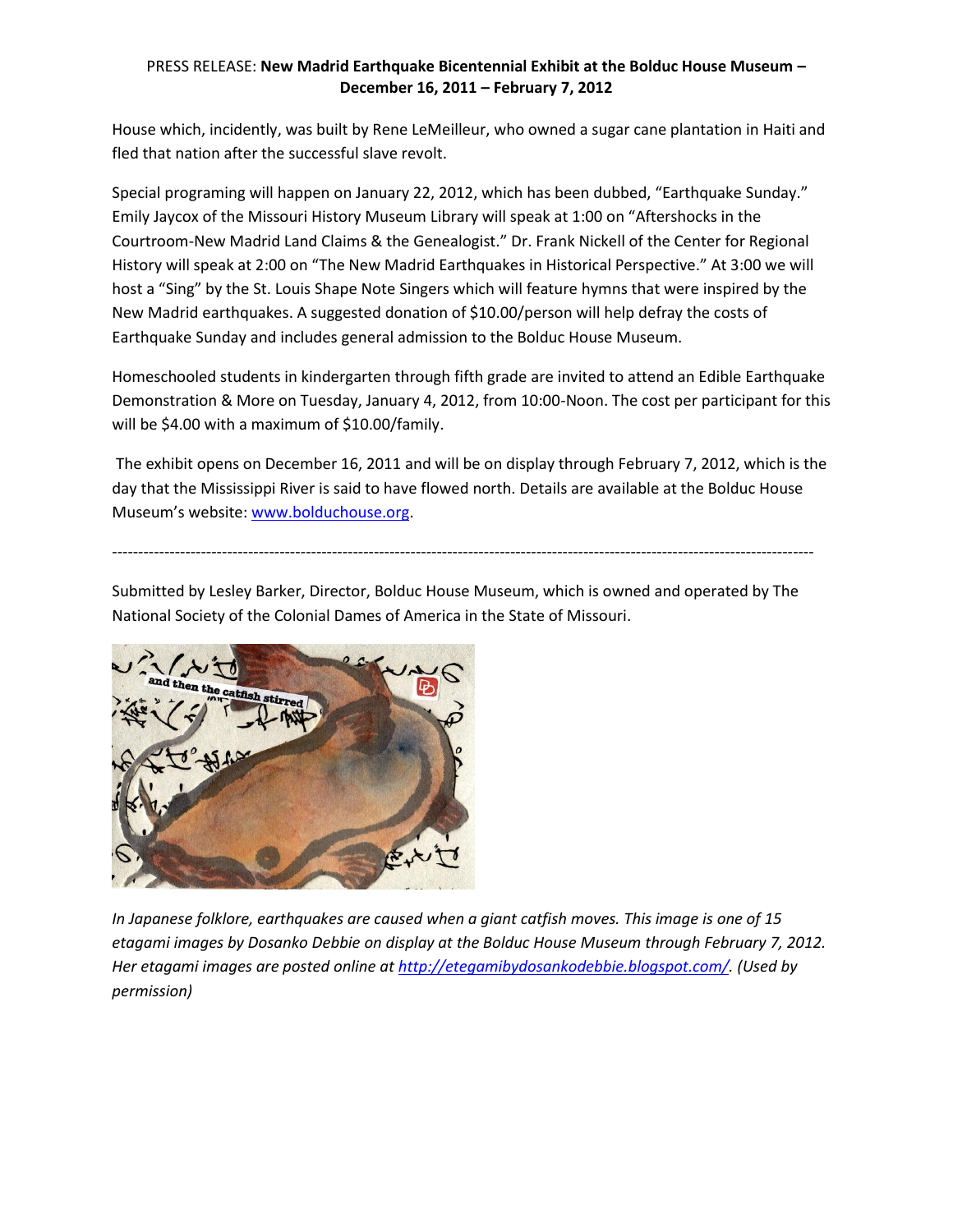House which, incidently, was built by Rene LeMeilleur, who owned a sugar cane plantation in Haiti and fled that nation after the successful slave revolt.

Special programing will happen on January 22, 2012, which has been dubbed, “Earthquake Sunday.” Emily Jaycox of the Missouri History Museum Library will speak at 1:00 on “Aftershocks in the Courtroom-New Madrid Land Claims & the Genealogist.” Dr. Frank Nickell of the Center for Regional History will speak at 2:00 on “The New Madrid Earthquakes in Historical Perspective.” At 3:00 we will host a “Sing” by the St. Louis Shape Note Singers which will feature hymns that were inspired by the New Madrid earthquakes. A suggested donation of $10.00/person will help defray the costs of Earthquake Sunday and includes general admission to the Bolduc House Museum.

Homeschooled students in kindergarten through fifth grade are invited to attend an Edible Earthquake Demonstration & More on Tuesday, January 4, 2012, from 10:00-Noon. The cost per participant for this will be $4.00 with a maximum of $10.00/family.

The exhibit opens on December 16, 2011 and will be on display through February 7, 2012, which is the day that the Mississippi River is said to have flowed north. Details are available at the Bolduc House Museum’s website: www.bolduchouse.org.

---

Submitted by Lesley Barker, Director, Bolduc House Museum, which is owned and operated by The National Society of the Colonial Dames of America in the State of Missouri.

*In Japanese folklore, earthquakes are caused when a giant catfish moves. This image is one of 15 etagami images by Dosanko Debbie on display at the Bolduc House Museum through February 7, 2012. Her etagami images are posted online at http://etegamibydosankodebbie.blogspot.com/. (Used by permission)*